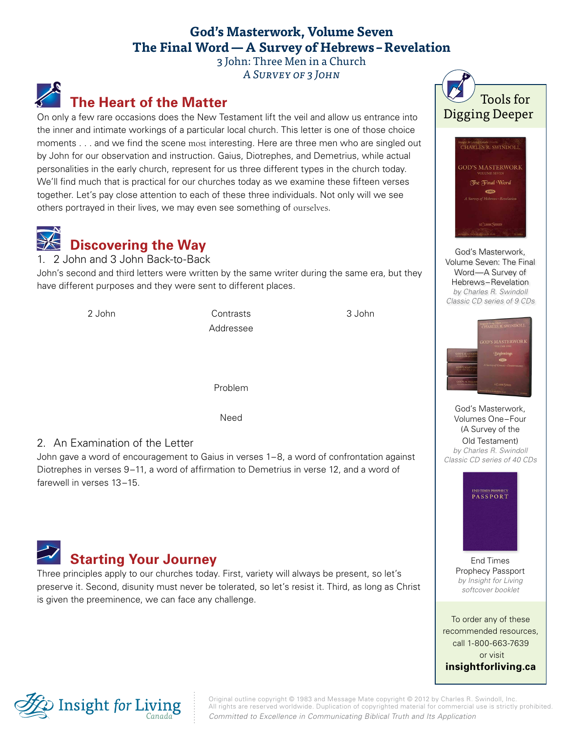# God's Masterwork, Volume Seven
# The Final Word — A Survey of Hebrews – Revelation

3 John: Three Men in a Church

*A Survey of 3 John*

## The Heart of the Matter

On only a few rare occasions does the New Testament lift the veil and allow us entrance into the inner and intimate workings of a particular local church. This letter is one of those choice moments . . . and we find the scene most interesting. Here are three men who are singled out by John for our observation and instruction. Gaius, Diotrephes, and Demetrius, while actual personalities in the early church, represent for us three different types in the church today. We'll find much that is practical for our churches today as we examine these fifteen verses together. Let's pay close attention to each of these three individuals. Not only will we see others portrayed in their lives, we may even see something of ourselves.

## Discovering the Way

1. 2 John and 3 John Back-to-Back

John's second and third letters were written by the same writer during the same era, but they have different purposes and they were sent to different places.

| 2 John | Contrasts | 3 John |
|---|---|---|
| | Addressee | |
| | Problem | |
| | Need | |

2. An Examination of the Letter

John gave a word of encouragement to Gaius in verses 1–8, a word of confrontation against Diotrephes in verses 9–11, a word of affirmation to Demetrius in verse 12, and a word of farewell in verses 13–15.

## Starting Your Journey

Three principles apply to our churches today. First, variety will always be present, so let's preserve it. Second, disunity must never be tolerated, so let's resist it. Third, as long as Christ is given the preeminence, we can face any challenge.

### Tools for Digging Deeper

God's Masterwork, Volume Seven: The Final Word—A Survey of Hebrews–Revelation
*by Charles R. Swindoll*
*Classic CD series of 9 CDs*

God's Masterwork, Volumes One–Four (A Survey of the Old Testament)
*by Charles R. Swindoll*
*Classic CD series of 40 CDs*

End Times Prophecy Passport
*by Insight for Living*
*softcover booklet*

To order any of these recommended resources, call 1-800-663-7639 or visit **insightforliving.ca**

Insight for Living Canada

Original outline copyright © 1983 and Message Mate copyright © 2012 by Charles R. Swindoll, Inc. All rights are reserved worldwide. Duplication of copyrighted material for commercial use is strictly prohibited.

*Committed to Excellence in Communicating Biblical Truth and Its Application*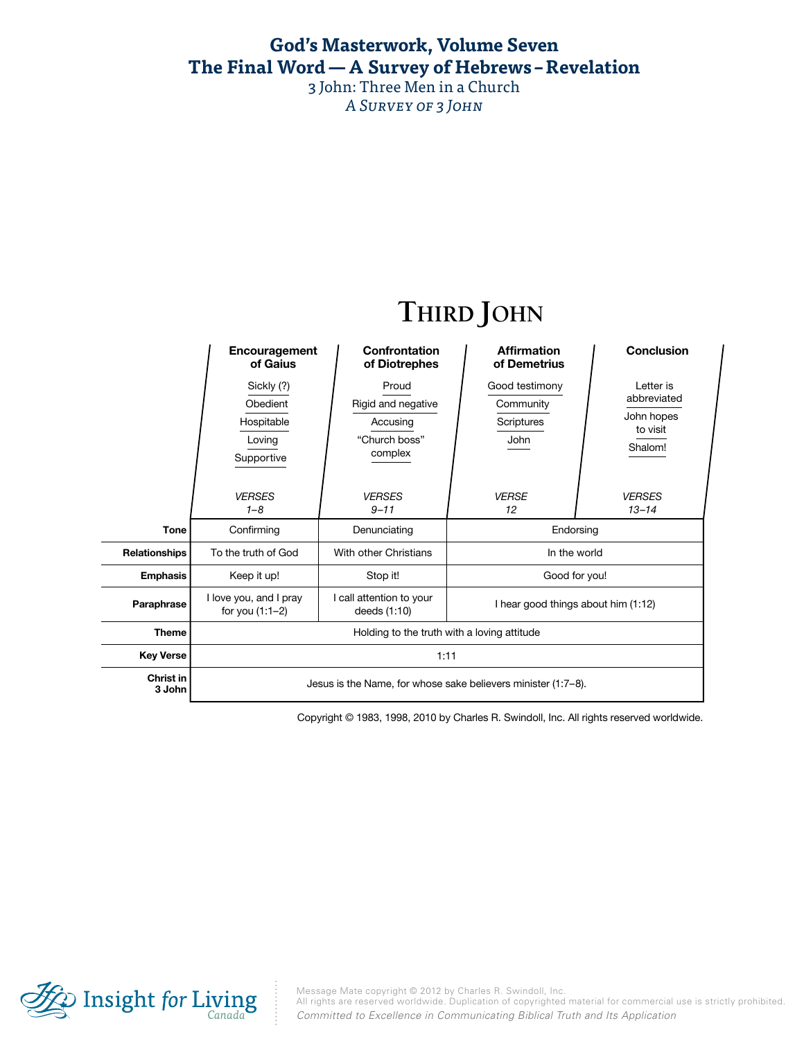# God's Masterwork, Volume Seven
# The Final Word — A Survey of Hebrews–Revelation

3 John: Three Men in a Church

*A Survey of 3 John*

## Third John

| | Encouragement of Gaius | Confrontation of Diotrephes | Affirmation of Demetrius | Conclusion |
|---|---|---|---|---|
| | Sickly (?) | Proud | Good testimony | Letter is abbreviated |
| | Obedient | Rigid and negative | Community | John hopes to visit |
| | Hospitable | Accusing | Scriptures | Shalom! |
| | Loving | "Church boss" complex | John | |
| | Supportive | | | |
| | *VERSES 1–8* | *VERSES 9–11* | *VERSE 12* | *VERSES 13–14* |
| **Tone** | Confirming | Denunciating | Endorsing | |
| **Relationships** | To the truth of God | With other Christians | In the world | |
| **Emphasis** | Keep it up! | Stop it! | Good for you! | |
| **Paraphrase** | I love you, and I pray for you (1:1–2) | I call attention to your deeds (1:10) | I hear good things about him (1:12) | |
| **Theme** | Holding to the truth with a loving attitude | | | |
| **Key Verse** | 1:11 | | | |
| **Christ in 3 John** | Jesus is the Name, for whose sake believers minister (1:7–8). | | | |

Copyright © 1983, 1998, 2010 by Charles R. Swindoll, Inc. All rights reserved worldwide.

Insight for Living Canada

Message Mate copyright © 2012 by Charles R. Swindoll, Inc.
All rights are reserved worldwide. Duplication of copyrighted material for commercial use is strictly prohibited.
*Committed to Excellence in Communicating Biblical Truth and Its Application*